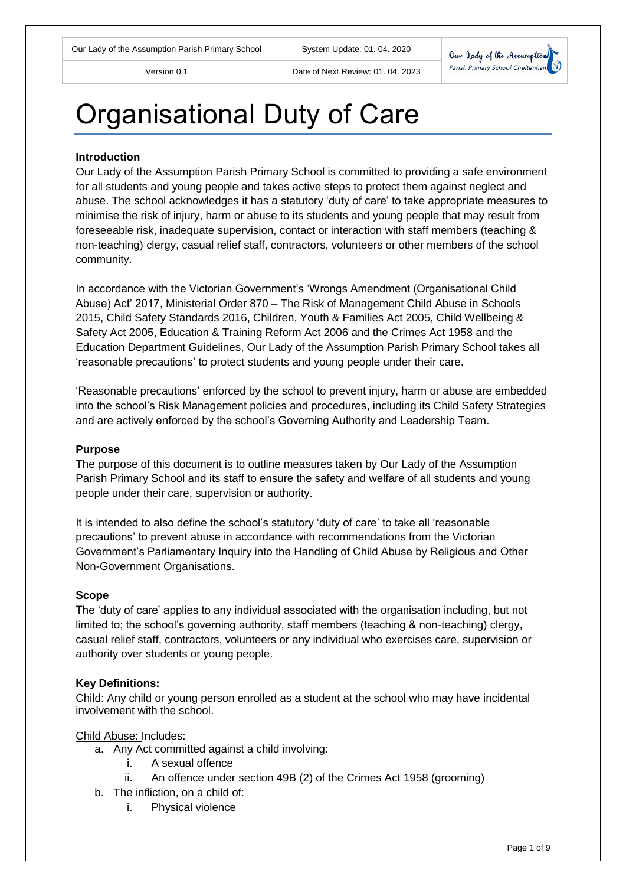| Our Lady of the Assumption Parish Primary School | System Update: 01. 04. 2020 |
| --- | --- |
| Version 0.1 | Date of Next Review: 01. 04. 2023 |

# Organisational Duty of Care

**Introduction**

Our Lady of the Assumption Parish Primary School is committed to providing a safe environment for all students and young people and takes active steps to protect them against neglect and abuse. The school acknowledges it has a statutory 'duty of care' to take appropriate measures to minimise the risk of injury, harm or abuse to its students and young people that may result from foreseeable risk, inadequate supervision, contact or interaction with staff members (teaching & non-teaching) clergy, casual relief staff, contractors, volunteers or other members of the school community.

In accordance with the Victorian Government's 'Wrongs Amendment (Organisational Child Abuse) Act' 2017, Ministerial Order 870 – The Risk of Management Child Abuse in Schools 2015, Child Safety Standards 2016, Children, Youth & Families Act 2005, Child Wellbeing & Safety Act 2005, Education & Training Reform Act 2006 and the Crimes Act 1958 and the Education Department Guidelines, Our Lady of the Assumption Parish Primary School takes all 'reasonable precautions' to protect students and young people under their care.

'Reasonable precautions' enforced by the school to prevent injury, harm or abuse are embedded into the school's Risk Management policies and procedures, including its Child Safety Strategies and are actively enforced by the school's Governing Authority and Leadership Team.

**Purpose**

The purpose of this document is to outline measures taken by Our Lady of the Assumption Parish Primary School and its staff to ensure the safety and welfare of all students and young people under their care, supervision or authority.

It is intended to also define the school's statutory 'duty of care' to take all 'reasonable precautions' to prevent abuse in accordance with recommendations from the Victorian Government's Parliamentary Inquiry into the Handling of Child Abuse by Religious and Other Non-Government Organisations.

**Scope**

The 'duty of care' applies to any individual associated with the organisation including, but not limited to; the school's governing authority, staff members (teaching & non-teaching) clergy, casual relief staff, contractors, volunteers or any individual who exercises care, supervision or authority over students or young people.

**Key Definitions:**

Child: Any child or young person enrolled as a student at the school who may have incidental involvement with the school.

Child Abuse: Includes:

a. Any Act committed against a child involving:
   i. A sexual offence
   ii. An offence under section 49B (2) of the Crimes Act 1958 (grooming)
b. The infliction, on a child of:
   i. Physical violence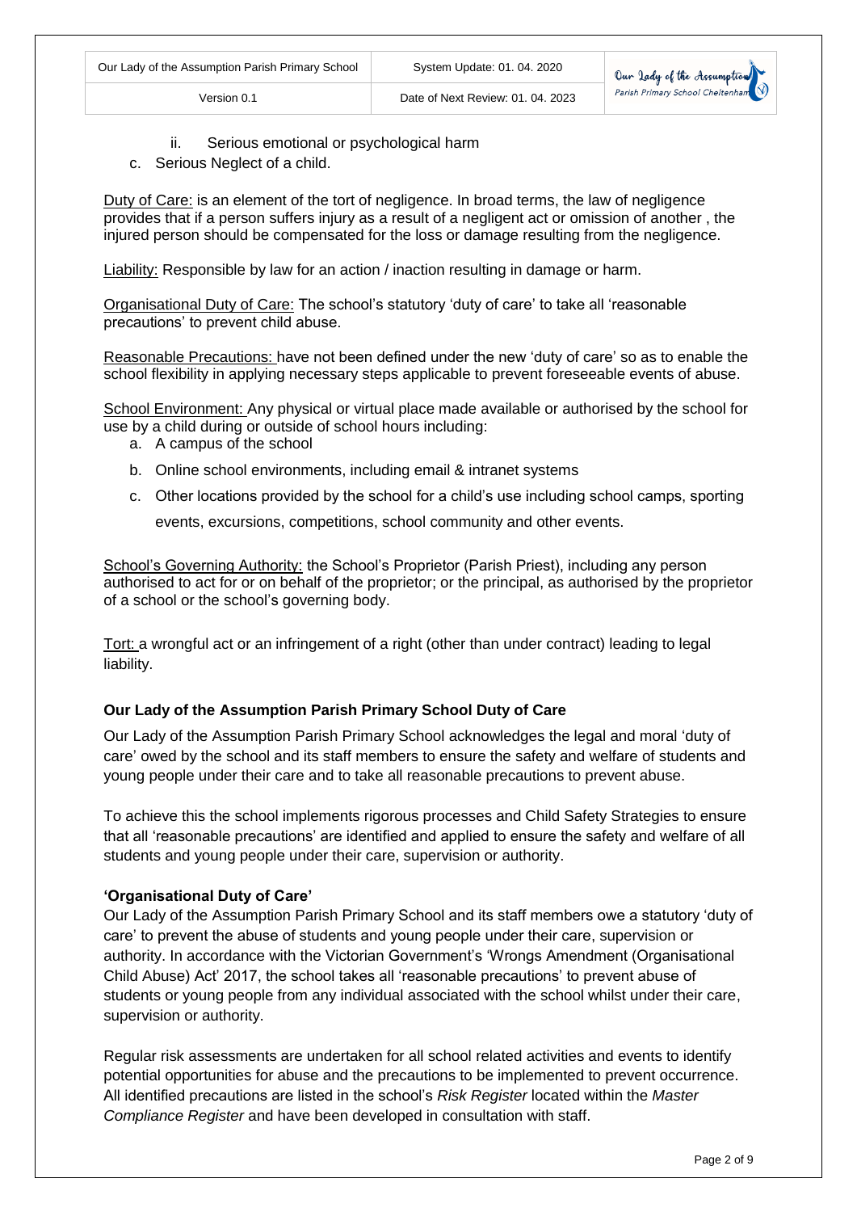ii. Serious emotional or psychological harm

c. Serious Neglect of a child.

Duty of Care: is an element of the tort of negligence. In broad terms, the law of negligence provides that if a person suffers injury as a result of a negligent act or omission of another , the injured person should be compensated for the loss or damage resulting from the negligence.

Liability: Responsible by law for an action / inaction resulting in damage or harm.

Organisational Duty of Care: The school's statutory 'duty of care' to take all 'reasonable precautions' to prevent child abuse.

Reasonable Precautions: have not been defined under the new 'duty of care' so as to enable the school flexibility in applying necessary steps applicable to prevent foreseeable events of abuse.

School Environment: Any physical or virtual place made available or authorised by the school for use by a child during or outside of school hours including:

a. A campus of the school
b. Online school environments, including email & intranet systems
c. Other locations provided by the school for a child's use including school camps, sporting events, excursions, competitions, school community and other events.

School's Governing Authority: the School's Proprietor (Parish Priest), including any person authorised to act for or on behalf of the proprietor; or the principal, as authorised by the proprietor of a school or the school's governing body.

Tort: a wrongful act or an infringement of a right (other than under contract) leading to legal liability.

### Our Lady of the Assumption Parish Primary School Duty of Care

Our Lady of the Assumption Parish Primary School acknowledges the legal and moral 'duty of care' owed by the school and its staff members to ensure the safety and welfare of students and young people under their care and to take all reasonable precautions to prevent abuse.

To achieve this the school implements rigorous processes and Child Safety Strategies to ensure that all 'reasonable precautions' are identified and applied to ensure the safety and welfare of all students and young people under their care, supervision or authority.

### 'Organisational Duty of Care'

Our Lady of the Assumption Parish Primary School and its staff members owe a statutory 'duty of care' to prevent the abuse of students and young people under their care, supervision or authority. In accordance with the Victorian Government's 'Wrongs Amendment (Organisational Child Abuse) Act' 2017, the school takes all 'reasonable precautions' to prevent abuse of students or young people from any individual associated with the school whilst under their care, supervision or authority.

Regular risk assessments are undertaken for all school related activities and events to identify potential opportunities for abuse and the precautions to be implemented to prevent occurrence. All identified precautions are listed in the school's *Risk Register* located within the *Master Compliance Register* and have been developed in consultation with staff.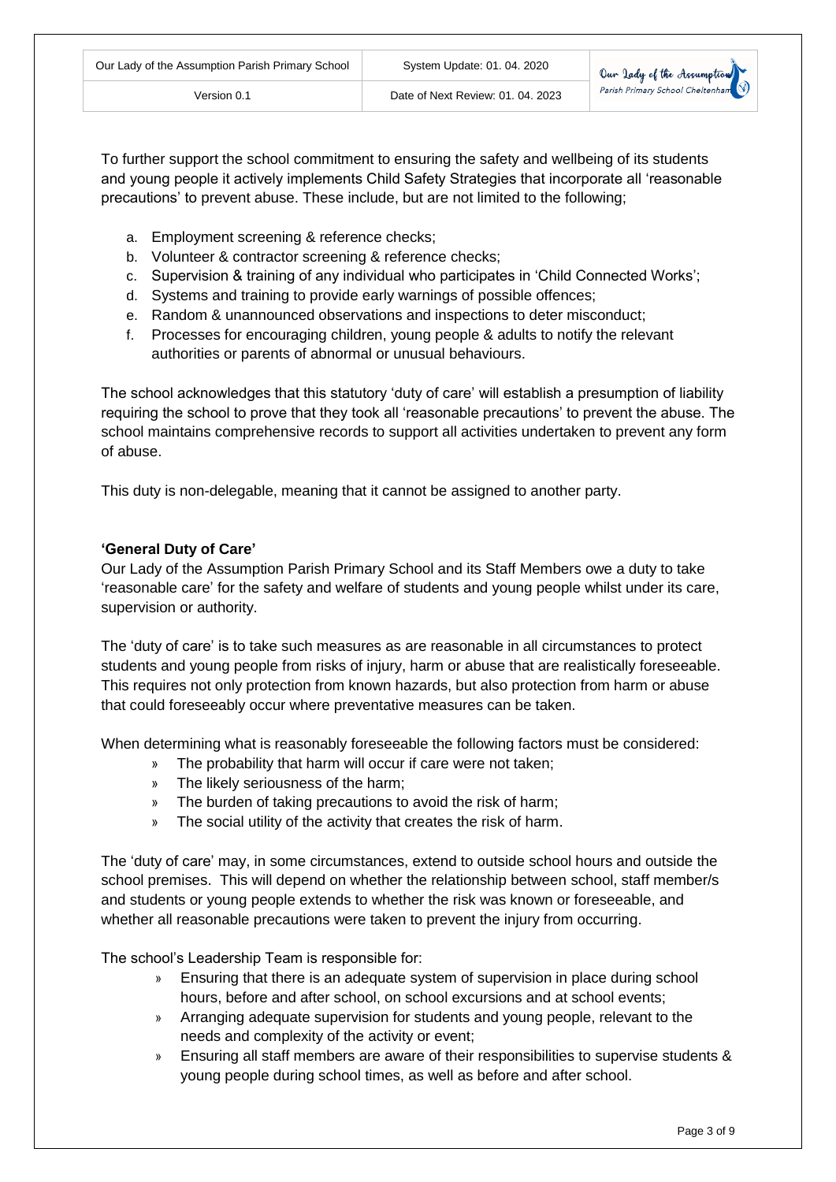To further support the school commitment to ensuring the safety and wellbeing of its students and young people it actively implements Child Safety Strategies that incorporate all 'reasonable precautions' to prevent abuse. These include, but are not limited to the following;

a. Employment screening & reference checks;
b. Volunteer & contractor screening & reference checks;
c. Supervision & training of any individual who participates in 'Child Connected Works';
d. Systems and training to provide early warnings of possible offences;
e. Random & unannounced observations and inspections to deter misconduct;
f. Processes for encouraging children, young people & adults to notify the relevant authorities or parents of abnormal or unusual behaviours.

The school acknowledges that this statutory 'duty of care' will establish a presumption of liability requiring the school to prove that they took all 'reasonable precautions' to prevent the abuse. The school maintains comprehensive records to support all activities undertaken to prevent any form of abuse.

This duty is non-delegable, meaning that it cannot be assigned to another party.

**'General Duty of Care'**

Our Lady of the Assumption Parish Primary School and its Staff Members owe a duty to take 'reasonable care' for the safety and welfare of students and young people whilst under its care, supervision or authority.

The 'duty of care' is to take such measures as are reasonable in all circumstances to protect students and young people from risks of injury, harm or abuse that are realistically foreseeable. This requires not only protection from known hazards, but also protection from harm or abuse that could foreseeably occur where preventative measures can be taken.

When determining what is reasonably foreseeable the following factors must be considered:

- The probability that harm will occur if care were not taken;
- The likely seriousness of the harm;
- The burden of taking precautions to avoid the risk of harm;
- The social utility of the activity that creates the risk of harm.

The 'duty of care' may, in some circumstances, extend to outside school hours and outside the school premises. This will depend on whether the relationship between school, staff member/s and students or young people extends to whether the risk was known or foreseeable, and whether all reasonable precautions were taken to prevent the injury from occurring.

The school's Leadership Team is responsible for:

- Ensuring that there is an adequate system of supervision in place during school hours, before and after school, on school excursions and at school events;
- Arranging adequate supervision for students and young people, relevant to the needs and complexity of the activity or event;
- Ensuring all staff members are aware of their responsibilities to supervise students & young people during school times, as well as before and after school.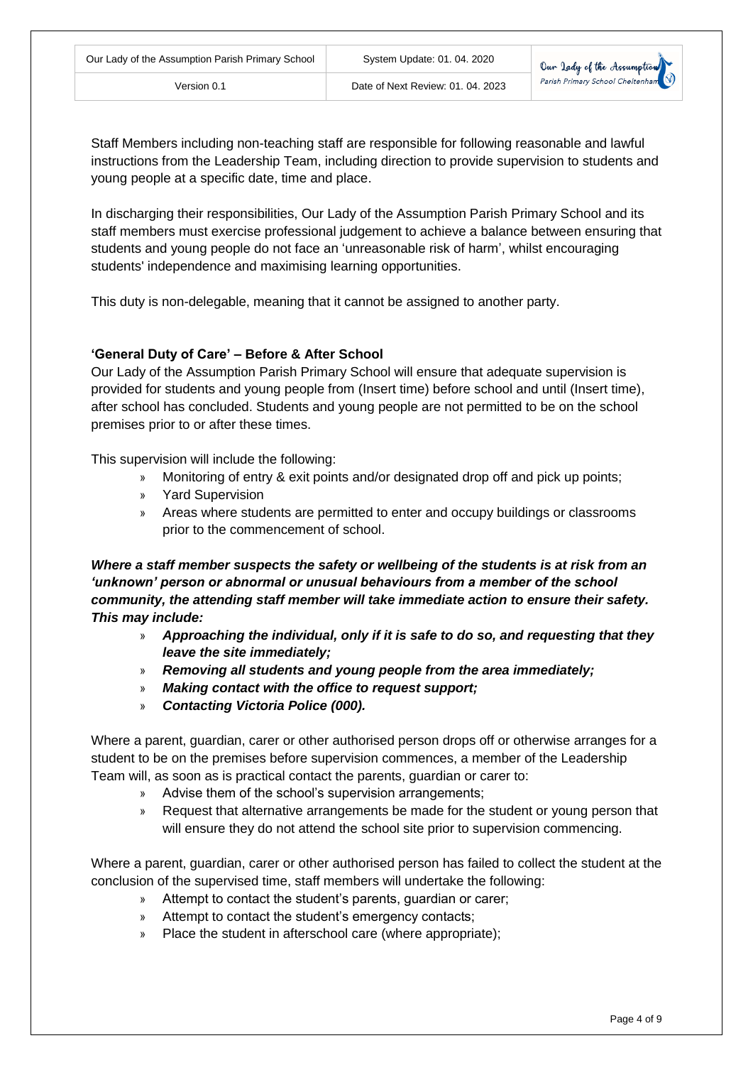Staff Members including non-teaching staff are responsible for following reasonable and lawful instructions from the Leadership Team, including direction to provide supervision to students and young people at a specific date, time and place.

In discharging their responsibilities, Our Lady of the Assumption Parish Primary School and its staff members must exercise professional judgement to achieve a balance between ensuring that students and young people do not face an 'unreasonable risk of harm', whilst encouraging students' independence and maximising learning opportunities.

This duty is non-delegable, meaning that it cannot be assigned to another party.

**'General Duty of Care' – Before & After School**

Our Lady of the Assumption Parish Primary School will ensure that adequate supervision is provided for students and young people from (Insert time) before school and until (Insert time), after school has concluded. Students and young people are not permitted to be on the school premises prior to or after these times.

This supervision will include the following:

- Monitoring of entry & exit points and/or designated drop off and pick up points;
- Yard Supervision
- Areas where students are permitted to enter and occupy buildings or classrooms prior to the commencement of school.

***Where a staff member suspects the safety or wellbeing of the students is at risk from an 'unknown' person or abnormal or unusual behaviours from a member of the school community, the attending staff member will take immediate action to ensure their safety. This may include:***

- ***Approaching the individual, only if it is safe to do so, and requesting that they leave the site immediately;***
- ***Removing all students and young people from the area immediately;***
- ***Making contact with the office to request support;***
- ***Contacting Victoria Police (000).***

Where a parent, guardian, carer or other authorised person drops off or otherwise arranges for a student to be on the premises before supervision commences, a member of the Leadership Team will, as soon as is practical contact the parents, guardian or carer to:

- Advise them of the school's supervision arrangements;
- Request that alternative arrangements be made for the student or young person that will ensure they do not attend the school site prior to supervision commencing.

Where a parent, guardian, carer or other authorised person has failed to collect the student at the conclusion of the supervised time, staff members will undertake the following:

- Attempt to contact the student's parents, guardian or carer;
- Attempt to contact the student's emergency contacts;
- Place the student in afterschool care (where appropriate);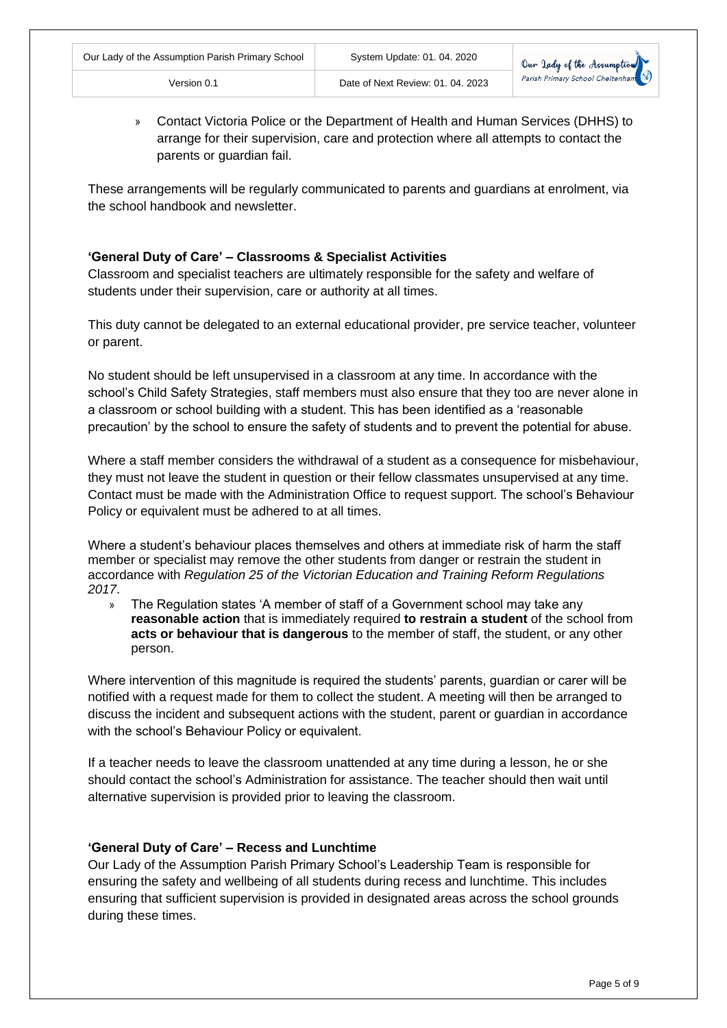- Contact Victoria Police or the Department of Health and Human Services (DHHS) to arrange for their supervision, care and protection where all attempts to contact the parents or guardian fail.

These arrangements will be regularly communicated to parents and guardians at enrolment, via the school handbook and newsletter.

**'General Duty of Care' – Classrooms & Specialist Activities**

Classroom and specialist teachers are ultimately responsible for the safety and welfare of students under their supervision, care or authority at all times.

This duty cannot be delegated to an external educational provider, pre service teacher, volunteer or parent.

No student should be left unsupervised in a classroom at any time. In accordance with the school's Child Safety Strategies, staff members must also ensure that they too are never alone in a classroom or school building with a student. This has been identified as a 'reasonable precaution' by the school to ensure the safety of students and to prevent the potential for abuse.

Where a staff member considers the withdrawal of a student as a consequence for misbehaviour, they must not leave the student in question or their fellow classmates unsupervised at any time. Contact must be made with the Administration Office to request support. The school's Behaviour Policy or equivalent must be adhered to at all times.

Where a student's behaviour places themselves and others at immediate risk of harm the staff member or specialist may remove the other students from danger or restrain the student in accordance with *Regulation 25 of the Victorian Education and Training Reform Regulations 2017*.

- The Regulation states 'A member of staff of a Government school may take any **reasonable action** that is immediately required **to restrain a student** of the school from **acts or behaviour that is dangerous** to the member of staff, the student, or any other person.

Where intervention of this magnitude is required the students' parents, guardian or carer will be notified with a request made for them to collect the student. A meeting will then be arranged to discuss the incident and subsequent actions with the student, parent or guardian in accordance with the school's Behaviour Policy or equivalent.

If a teacher needs to leave the classroom unattended at any time during a lesson, he or she should contact the school's Administration for assistance. The teacher should then wait until alternative supervision is provided prior to leaving the classroom.

**'General Duty of Care' – Recess and Lunchtime**

Our Lady of the Assumption Parish Primary School's Leadership Team is responsible for ensuring the safety and wellbeing of all students during recess and lunchtime. This includes ensuring that sufficient supervision is provided in designated areas across the school grounds during these times.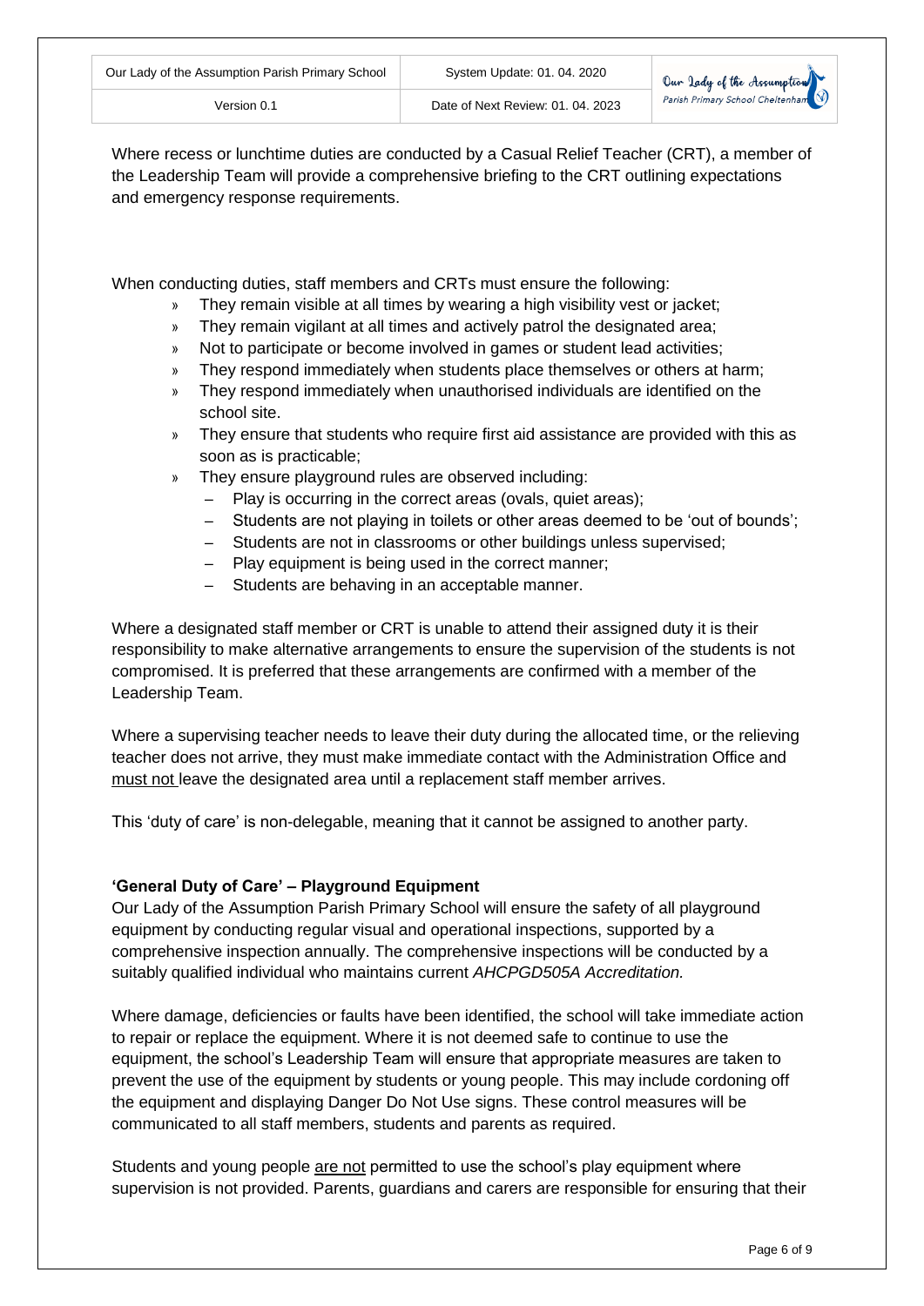Where recess or lunchtime duties are conducted by a Casual Relief Teacher (CRT), a member of the Leadership Team will provide a comprehensive briefing to the CRT outlining expectations and emergency response requirements.

When conducting duties, staff members and CRTs must ensure the following:

- They remain visible at all times by wearing a high visibility vest or jacket;
- They remain vigilant at all times and actively patrol the designated area;
- Not to participate or become involved in games or student lead activities;
- They respond immediately when students place themselves or others at harm;
- They respond immediately when unauthorised individuals are identified on the school site.
- They ensure that students who require first aid assistance are provided with this as soon as is practicable;
- They ensure playground rules are observed including:
  - Play is occurring in the correct areas (ovals, quiet areas);
  - Students are not playing in toilets or other areas deemed to be 'out of bounds';
  - Students are not in classrooms or other buildings unless supervised;
  - Play equipment is being used in the correct manner;
  - Students are behaving in an acceptable manner.

Where a designated staff member or CRT is unable to attend their assigned duty it is their responsibility to make alternative arrangements to ensure the supervision of the students is not compromised. It is preferred that these arrangements are confirmed with a member of the Leadership Team.

Where a supervising teacher needs to leave their duty during the allocated time, or the relieving teacher does not arrive, they must make immediate contact with the Administration Office and <u>must not</u> leave the designated area until a replacement staff member arrives.

This 'duty of care' is non-delegable, meaning that it cannot be assigned to another party.

**'General Duty of Care' – Playground Equipment**

Our Lady of the Assumption Parish Primary School will ensure the safety of all playground equipment by conducting regular visual and operational inspections, supported by a comprehensive inspection annually. The comprehensive inspections will be conducted by a suitably qualified individual who maintains current *AHCPGD505A Accreditation.*

Where damage, deficiencies or faults have been identified, the school will take immediate action to repair or replace the equipment. Where it is not deemed safe to continue to use the equipment, the school's Leadership Team will ensure that appropriate measures are taken to prevent the use of the equipment by students or young people. This may include cordoning off the equipment and displaying Danger Do Not Use signs. These control measures will be communicated to all staff members, students and parents as required.

Students and young people <u>are not</u> permitted to use the school's play equipment where supervision is not provided. Parents, guardians and carers are responsible for ensuring that their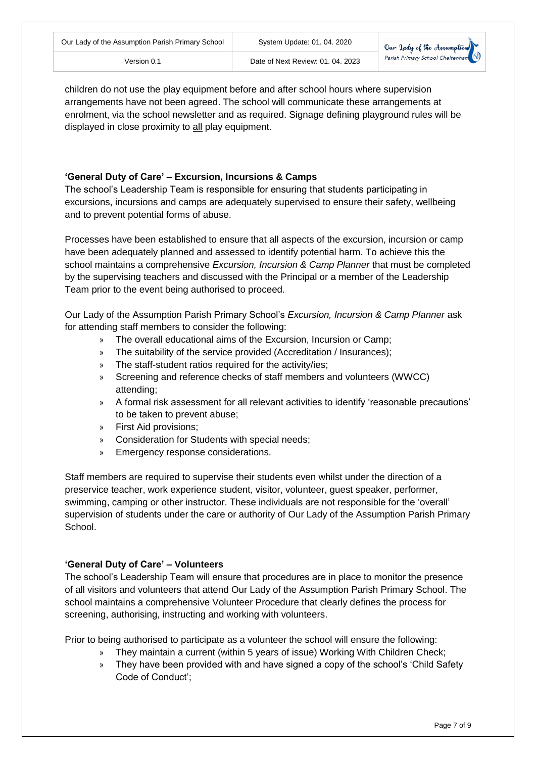children do not use the play equipment before and after school hours where supervision arrangements have not been agreed. The school will communicate these arrangements at enrolment, via the school newsletter and as required. Signage defining playground rules will be displayed in close proximity to all play equipment.

**'General Duty of Care' – Excursion, Incursions & Camps**

The school's Leadership Team is responsible for ensuring that students participating in excursions, incursions and camps are adequately supervised to ensure their safety, wellbeing and to prevent potential forms of abuse.

Processes have been established to ensure that all aspects of the excursion, incursion or camp have been adequately planned and assessed to identify potential harm. To achieve this the school maintains a comprehensive *Excursion, Incursion & Camp Planner* that must be completed by the supervising teachers and discussed with the Principal or a member of the Leadership Team prior to the event being authorised to proceed.

Our Lady of the Assumption Parish Primary School's *Excursion, Incursion & Camp Planner* ask for attending staff members to consider the following:

- The overall educational aims of the Excursion, Incursion or Camp;
- The suitability of the service provided (Accreditation / Insurances);
- The staff-student ratios required for the activity/ies;
- Screening and reference checks of staff members and volunteers (WWCC) attending;
- A formal risk assessment for all relevant activities to identify 'reasonable precautions' to be taken to prevent abuse;
- First Aid provisions;
- Consideration for Students with special needs;
- Emergency response considerations.

Staff members are required to supervise their students even whilst under the direction of a preservice teacher, work experience student, visitor, volunteer, guest speaker, performer, swimming, camping or other instructor. These individuals are not responsible for the 'overall' supervision of students under the care or authority of Our Lady of the Assumption Parish Primary School.

**'General Duty of Care' – Volunteers**

The school's Leadership Team will ensure that procedures are in place to monitor the presence of all visitors and volunteers that attend Our Lady of the Assumption Parish Primary School. The school maintains a comprehensive Volunteer Procedure that clearly defines the process for screening, authorising, instructing and working with volunteers.

Prior to being authorised to participate as a volunteer the school will ensure the following:

- They maintain a current (within 5 years of issue) Working With Children Check;
- They have been provided with and have signed a copy of the school's 'Child Safety Code of Conduct';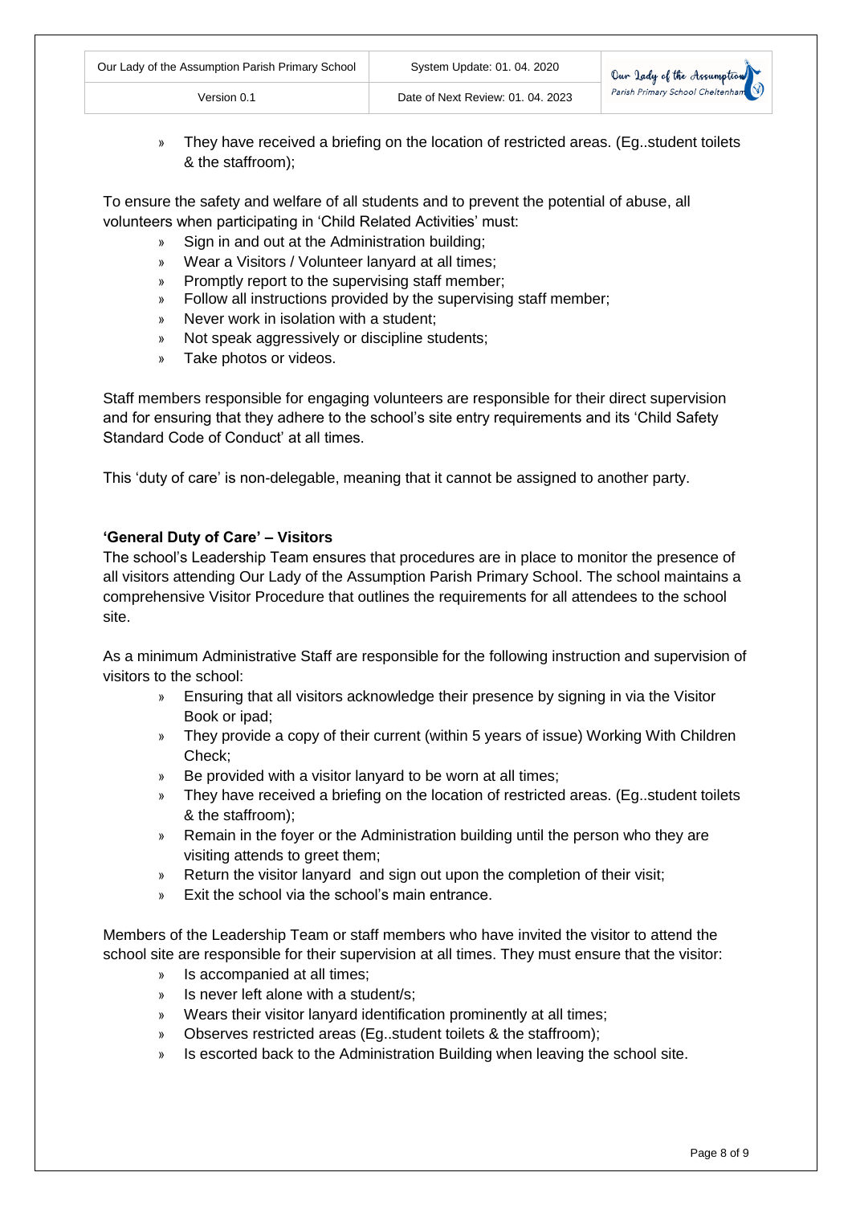- They have received a briefing on the location of restricted areas. (Eg..student toilets & the staffroom);

To ensure the safety and welfare of all students and to prevent the potential of abuse, all volunteers when participating in 'Child Related Activities' must:

- Sign in and out at the Administration building;
- Wear a Visitors / Volunteer lanyard at all times;
- Promptly report to the supervising staff member;
- Follow all instructions provided by the supervising staff member;
- Never work in isolation with a student;
- Not speak aggressively or discipline students;
- Take photos or videos.

Staff members responsible for engaging volunteers are responsible for their direct supervision and for ensuring that they adhere to the school's site entry requirements and its 'Child Safety Standard Code of Conduct' at all times.

This 'duty of care' is non-delegable, meaning that it cannot be assigned to another party.

**'General Duty of Care' – Visitors**

The school's Leadership Team ensures that procedures are in place to monitor the presence of all visitors attending Our Lady of the Assumption Parish Primary School. The school maintains a comprehensive Visitor Procedure that outlines the requirements for all attendees to the school site.

As a minimum Administrative Staff are responsible for the following instruction and supervision of visitors to the school:

- Ensuring that all visitors acknowledge their presence by signing in via the Visitor Book or ipad;
- They provide a copy of their current (within 5 years of issue) Working With Children Check;
- Be provided with a visitor lanyard to be worn at all times;
- They have received a briefing on the location of restricted areas. (Eg..student toilets & the staffroom);
- Remain in the foyer or the Administration building until the person who they are visiting attends to greet them;
- Return the visitor lanyard and sign out upon the completion of their visit;
- Exit the school via the school's main entrance.

Members of the Leadership Team or staff members who have invited the visitor to attend the school site are responsible for their supervision at all times. They must ensure that the visitor:

- Is accompanied at all times;
- Is never left alone with a student/s;
- Wears their visitor lanyard identification prominently at all times;
- Observes restricted areas (Eg..student toilets & the staffroom);
- Is escorted back to the Administration Building when leaving the school site.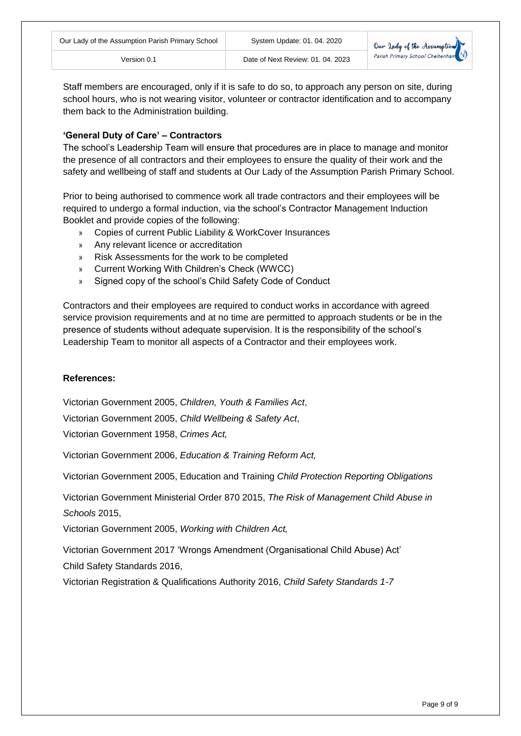Staff members are encouraged, only if it is safe to do so, to approach any person on site, during school hours, who is not wearing visitor, volunteer or contractor identification and to accompany them back to the Administration building.

**'General Duty of Care' – Contractors**

The school's Leadership Team will ensure that procedures are in place to manage and monitor the presence of all contractors and their employees to ensure the quality of their work and the safety and wellbeing of staff and students at Our Lady of the Assumption Parish Primary School.

Prior to being authorised to commence work all trade contractors and their employees will be required to undergo a formal induction, via the school's Contractor Management Induction Booklet and provide copies of the following:

- Copies of current Public Liability & WorkCover Insurances
- Any relevant licence or accreditation
- Risk Assessments for the work to be completed
- Current Working With Children's Check (WWCC)
- Signed copy of the school's Child Safety Code of Conduct

Contractors and their employees are required to conduct works in accordance with agreed service provision requirements and at no time are permitted to approach students or be in the presence of students without adequate supervision. It is the responsibility of the school's Leadership Team to monitor all aspects of a Contractor and their employees work.

**References:**

Victorian Government 2005, *Children, Youth & Families Act*,

Victorian Government 2005, *Child Wellbeing & Safety Act*,

Victorian Government 1958, *Crimes Act,*

Victorian Government 2006, *Education & Training Reform Act,*

Victorian Government 2005, Education and Training *Child Protection Reporting Obligations*

Victorian Government Ministerial Order 870 2015, *The Risk of Management Child Abuse in Schools* 2015,

Victorian Government 2005, *Working with Children Act,*

Victorian Government 2017 'Wrongs Amendment (Organisational Child Abuse) Act'

Child Safety Standards 2016,

Victorian Registration & Qualifications Authority 2016, *Child Safety Standards 1-7*